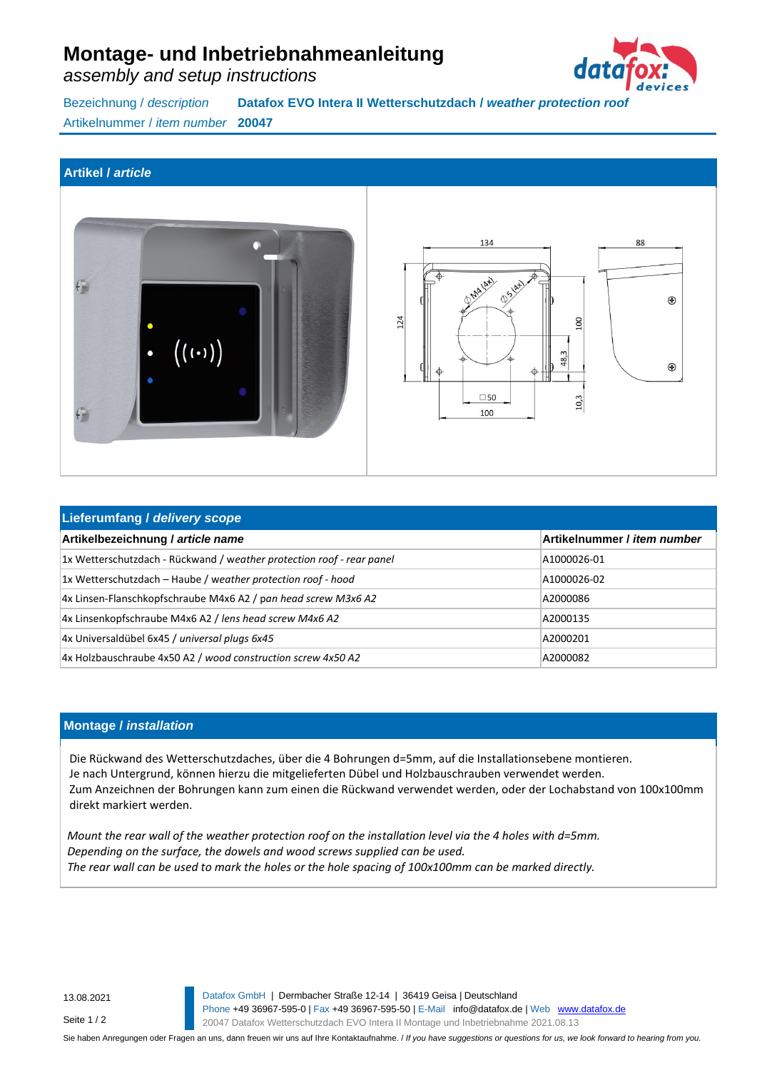# Montage- und Inbetriebnahmeanleitung

*assembly and setup instructions*

Bezeichnung / *description* **Datafox EVO Intera II Wetterschutzdach / *weather protection roof***

Artikelnummer / *item number* **20047**

## Artikel / *article*

## Lieferumfang / *delivery scope*

| **Artikelbezeichnung / *article name*** | **Artikelnummer / *item number*** |
|---|---|
| 1x Wetterschutzdach - Rückwand / *weather protection roof - rear panel* | A1000026-01 |
| 1x Wetterschutzdach – Haube / *weather protection roof - hood* | A1000026-02 |
| 4x Linsen-Flanschkopfschraube M4x6 A2 / *pan head screw M3x6 A2* | A2000086 |
| 4x Linsenkopfschraube M4x6 A2 / *lens head screw M4x6 A2* | A2000135 |
| 4x Universaldübel 6x45 / *universal plugs 6x45* | A2000201 |
| 4x Holzbauschraube 4x50 A2 / *wood construction screw 4x50 A2* | A2000082 |

## Montage / *installation*

Die Rückwand des Wetterschutzdaches, über die 4 Bohrungen d=5mm, auf die Installationsebene montieren.
Je nach Untergrund, können hierzu die mitgelieferten Dübel und Holzbauschrauben verwendet werden.
Zum Anzeichnen der Bohrungen kann zum einen die Rückwand verwendet werden, oder der Lochabstand von 100x100mm direkt markiert werden.

*Mount the rear wall of the weather protection roof on the installation level via the 4 holes with d=5mm.*
*Depending on the surface, the dowels and wood screws supplied can be used.*
*The rear wall can be used to mark the holes or the hole spacing of 100x100mm can be marked directly.*

13.08.2021

Datafox GmbH | Dermbacher Straße 12-14 | 36419 Geisa | Deutschland
Phone +49 36967-595-0 | Fax +49 36967-595-50 | E-Mail info@datafox.de | Web www.datafox.de
20047 Datafox Wetterschutzdach EVO Intera II Montage und Inbetriebnahme 2021.08.13

Sie haben Anregungen oder Fragen an uns, dann freuen wir uns auf Ihre Kontaktaufnahme. / *If you have suggestions or questions for us, we look forward to hearing from you.*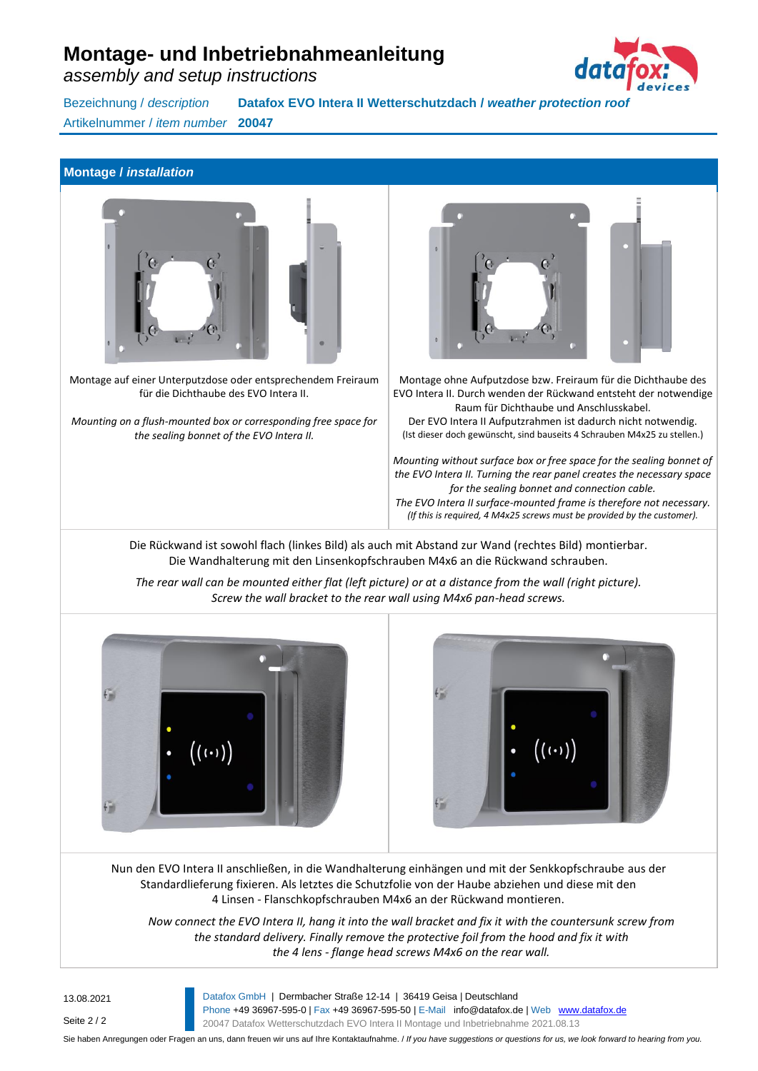# Montage- und Inbetriebnahmeanleitung

*assembly and setup instructions*

Bezeichnung / *description* **Datafox EVO Intera II Wetterschutzdach / *weather protection roof***

Artikelnummer / *item number* **20047**

## Montage / *installation*

Montage auf einer Unterputzdose oder entsprechendem Freiraum für die Dichthaube des EVO Intera II.

*Mounting on a flush-mounted box or corresponding free space for the sealing bonnet of the EVO Intera II.*

Montage ohne Aufputzdose bzw. Freiraum für die Dichthaube des EVO Intera II. Durch wenden der Rückwand entsteht der notwendige Raum für Dichthaube und Anschlusskabel.
Der EVO Intera II Aufputzrahmen ist dadurch nicht notwendig.
(Ist dieser doch gewünscht, sind bauseits 4 Schrauben M4x25 zu stellen.)

*Mounting without surface box or free space for the sealing bonnet of the EVO Intera II. Turning the rear panel creates the necessary space for the sealing bonnet and connection cable.*
*The EVO Intera II surface-mounted frame is therefore not necessary.*
*(If this is required, 4 M4x25 screws must be provided by the customer).*

Die Rückwand ist sowohl flach (linkes Bild) als auch mit Abstand zur Wand (rechtes Bild) montierbar.
Die Wandhalterung mit den Linsenkopfschrauben M4x6 an die Rückwand schrauben.

*The rear wall can be mounted either flat (left picture) or at a distance from the wall (right picture).*
*Screw the wall bracket to the rear wall using M4x6 pan-head screws.*

Nun den EVO Intera II anschließen, in die Wandhalterung einhängen und mit der Senkkopfschraube aus der Standardlieferung fixieren. Als letztes die Schutzfolie von der Haube abziehen und diese mit den 4 Linsen - Flanschkopfschrauben M4x6 an der Rückwand montieren.

*Now connect the EVO Intera II, hang it into the wall bracket and fix it with the countersunk screw from the standard delivery. Finally remove the protective foil from the hood and fix it with the 4 lens - flange head screws M4x6 on the rear wall.*

13.08.2021

Datafox GmbH | Dermbacher Straße 12-14 | 36419 Geisa | Deutschland
Phone +49 36967-595-0 | Fax +49 36967-595-50 | E-Mail info@datafox.de | Web www.datafox.de
20047 Datafox Wetterschutzdach EVO Intera II Montage und Inbetriebnahme 2021.08.13

Sie haben Anregungen oder Fragen an uns, dann freuen wir uns auf Ihre Kontaktaufnahme. / *If you have suggestions or questions for us, we look forward to hearing from you.*